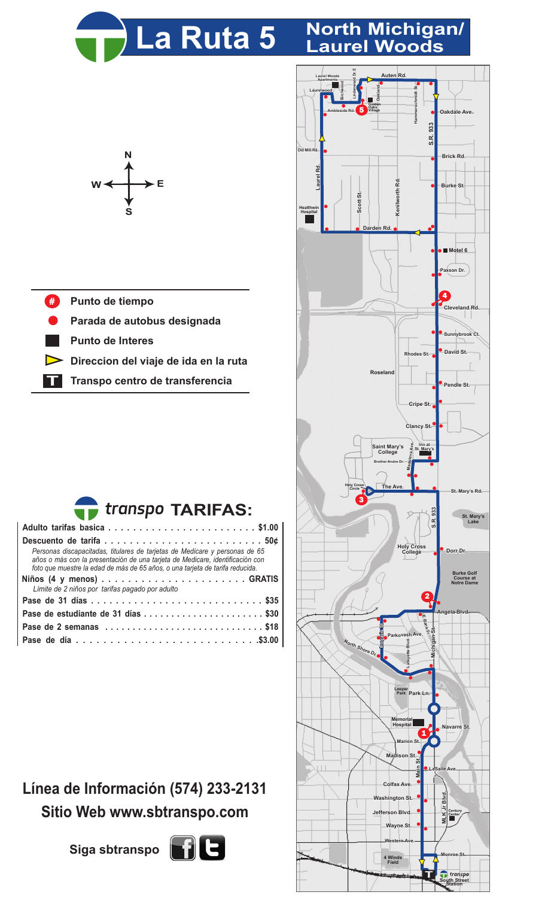# La Ruta 5 North Michigan/ Laurel Woods

- Punto de tiempo
- Parada de autobus designada
- Punto de Interes
- Direccion del viaje de ida en la ruta
- Transpo centro de transferencia

## transpo TARIFAS:

**Adulto tarifas basica** . . . . . . . . . . . . . . . . . . . . . . . . **$1.00**

**Descuento de tarifa** . . . . . . . . . . . . . . . . . . . . . . . . . **50¢**

*Personas discapacitadas, titulares de tarjetas de Medicare y personas de 65 años o más con la presentación de identificación con foto que muestre la edad de más de 65 años, o una tarjeta de tarifa reducida.*

**Niños (4 y menos)** . . . . . . . . . . . . . . . . . . . . . . . **GRATIS**

*Limite de 2 niños por tarifas pagado por adulto*

**Pase de 31 días** . . . . . . . . . . . . . . . . . . . . . . . . . . . **$35**

**Pase de estudiante de 31 días** . . . . . . . . . . . . . . . . . . . . **$30**

**Pase de 2 semanas** . . . . . . . . . . . . . . . . . . . . . . . . . . **$18**

**Pase de día** . . . . . . . . . . . . . . . . . . . . . . . . . . . **$3.00**

## Línea de Información (574) 233-2131

## Sitio Web www.sbtranspo.com

**Siga sbtranspo**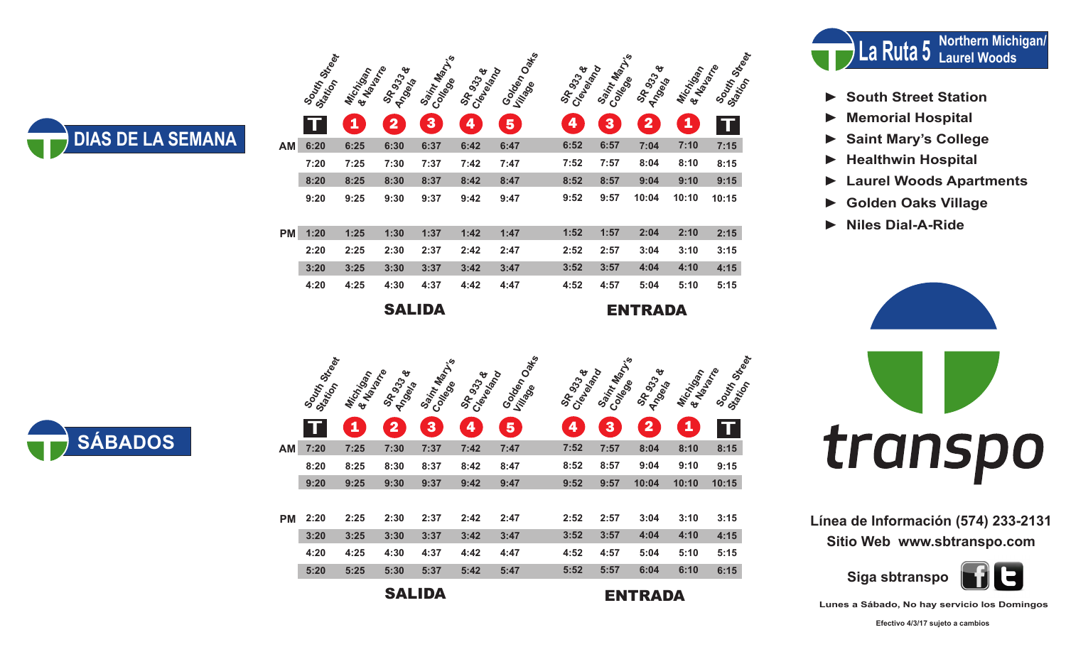# La Ruta 5 Northern Michigan/ Laurel Woods

- South Street Station
- Memorial Hospital
- Saint Mary's College
- Healthwin Hospital
- Laurel Woods Apartments
- Golden Oaks Village
- Niles Dial-A-Ride

## DIAS DE LA SEMANA

| | SALIDA | | | | | | ENTRADA | | | | |
|---|---|---|---|---|---|---|---|---|---|---|---|
| | T South Street Station | 1 Michigan & Navarre | 2 SR 933 & Angela | 3 Saint Mary's College | 4 SR 933 & Cleveland | 5 Golden Oaks Village | 4 SR 933 & Cleveland | 3 Saint Mary's College | 2 SR 933 & Angela | 1 Michigan & Navarre | T South Street Station |
| AM | 6:20 | 6:25 | 6:30 | 6:37 | 6:42 | 6:47 | 6:52 | 6:57 | 7:04 | 7:10 | 7:15 |
| | 7:20 | 7:25 | 7:30 | 7:37 | 7:42 | 7:47 | 7:52 | 7:57 | 8:04 | 8:10 | 8:15 |
| | 8:20 | 8:25 | 8:30 | 8:37 | 8:42 | 8:47 | 8:52 | 8:57 | 9:04 | 9:10 | 9:15 |
| | 9:20 | 9:25 | 9:30 | 9:37 | 9:42 | 9:47 | 9:52 | 9:57 | 10:04 | 10:10 | 10:15 |
| PM | 1:20 | 1:25 | 1:30 | 1:37 | 1:42 | 1:47 | 1:52 | 1:57 | 2:04 | 2:10 | 2:15 |
| | 2:20 | 2:25 | 2:30 | 2:37 | 2:42 | 2:47 | 2:52 | 2:57 | 3:04 | 3:10 | 3:15 |
| | 3:20 | 3:25 | 3:30 | 3:37 | 3:42 | 3:47 | 3:52 | 3:57 | 4:04 | 4:10 | 4:15 |
| | 4:20 | 4:25 | 4:30 | 4:37 | 4:42 | 4:47 | 4:52 | 4:57 | 5:04 | 5:10 | 5:15 |

## SÁBADOS

| | SALIDA | | | | | | ENTRADA | | | | |
|---|---|---|---|---|---|---|---|---|---|---|---|
| | T South Street Station | 1 Michigan & Navarre | 2 SR 933 & Angela | 3 Saint Mary's College | 4 SR 933 & Cleveland | 5 Golden Oaks Village | 4 SR 933 & Cleveland | 3 Saint Mary's College | 2 SR 933 & Angela | 1 Michigan & Navarre | T South Street Station |
| AM | 7:20 | 7:25 | 7:30 | 7:37 | 7:42 | 7:47 | 7:52 | 7:57 | 8:04 | 8:10 | 8:15 |
| | 8:20 | 8:25 | 8:30 | 8:37 | 8:42 | 8:47 | 8:52 | 8:57 | 9:04 | 9:10 | 9:15 |
| | 9:20 | 9:25 | 9:30 | 9:37 | 9:42 | 9:47 | 9:52 | 9:57 | 10:04 | 10:10 | 10:15 |
| PM | 2:20 | 2:25 | 2:30 | 2:37 | 2:42 | 2:47 | 2:52 | 2:57 | 3:04 | 3:10 | 3:15 |
| | 3:20 | 3:25 | 3:30 | 3:37 | 3:42 | 3:47 | 3:52 | 3:57 | 4:04 | 4:10 | 4:15 |
| | 4:20 | 4:25 | 4:30 | 4:37 | 4:42 | 4:47 | 4:52 | 4:57 | 5:04 | 5:10 | 5:15 |
| | 5:20 | 5:25 | 5:30 | 5:37 | 5:42 | 5:47 | 5:52 | 5:57 | 6:04 | 6:10 | 6:15 |

transpo

**Línea de Información (574) 233-2131**

**Sitio Web www.sbtranspo.com**

**Siga sbtranspo**

**Lunes a Sábado, No hay servicio los Domingos**

Efectivo 4/3/17 sujeto a cambios